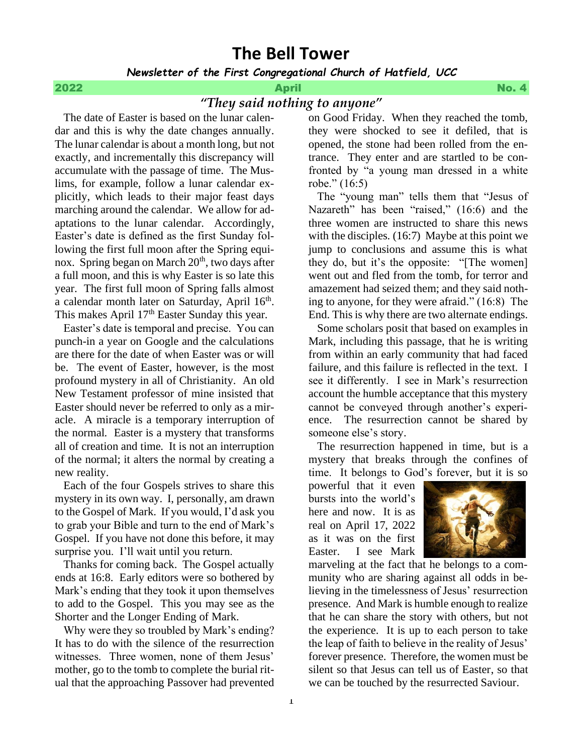# The Bell Tower

***Newsletter of the First Congregational Church of Hatfield, UCC***

**2022 April No. 4**

## *"They said nothing to anyone"*

The date of Easter is based on the lunar calendar and this is why the date changes annually. The lunar calendar is about a month long, but not exactly, and incrementally this discrepancy will accumulate with the passage of time. The Muslims, for example, follow a lunar calendar explicitly, which leads to their major feast days marching around the calendar. We allow for adaptations to the lunar calendar. Accordingly, Easter's date is defined as the first Sunday following the first full moon after the Spring equinox. Spring began on March 20th, two days after a full moon, and this is why Easter is so late this year. The first full moon of Spring falls almost a calendar month later on Saturday, April 16th. This makes April 17th Easter Sunday this year.

Easter's date is temporal and precise. You can punch-in a year on Google and the calculations are there for the date of when Easter was or will be. The event of Easter, however, is the most profound mystery in all of Christianity. An old New Testament professor of mine insisted that Easter should never be referred to only as a miracle. A miracle is a temporary interruption of the normal. Easter is a mystery that transforms all of creation and time. It is not an interruption of the normal; it alters the normal by creating a new reality.

Each of the four Gospels strives to share this mystery in its own way. I, personally, am drawn to the Gospel of Mark. If you would, I'd ask you to grab your Bible and turn to the end of Mark's Gospel. If you have not done this before, it may surprise you. I'll wait until you return.

Thanks for coming back. The Gospel actually ends at 16:8. Early editors were so bothered by Mark's ending that they took it upon themselves to add to the Gospel. This you may see as the Shorter and the Longer Ending of Mark.

Why were they so troubled by Mark's ending? It has to do with the silence of the resurrection witnesses. Three women, none of them Jesus' mother, go to the tomb to complete the burial ritual that the approaching Passover had prevented on Good Friday. When they reached the tomb, they were shocked to see it defiled, that is opened, the stone had been rolled from the entrance. They enter and are startled to be confronted by "a young man dressed in a white robe." (16:5)

The "young man" tells them that "Jesus of Nazareth" has been "raised," (16:6) and the three women are instructed to share this news with the disciples. (16:7) Maybe at this point we jump to conclusions and assume this is what they do, but it's the opposite: "[The women] went out and fled from the tomb, for terror and amazement had seized them; and they said nothing to anyone, for they were afraid." (16:8) The End. This is why there are two alternate endings.

Some scholars posit that based on examples in Mark, including this passage, that he is writing from within an early community that had faced failure, and this failure is reflected in the text. I see it differently. I see in Mark's resurrection account the humble acceptance that this mystery cannot be conveyed through another's experience. The resurrection cannot be shared by someone else's story.

The resurrection happened in time, but is a mystery that breaks through the confines of time. It belongs to God's forever, but it is so powerful that it even bursts into the world's here and now. It is as real on April 17, 2022 as it was on the first Easter. I see Mark marveling at the fact that he belongs to a community who are sharing against all odds in believing in the timelessness of Jesus' resurrection presence. And Mark is humble enough to realize that he can share the story with others, but not the experience. It is up to each person to take the leap of faith to believe in the reality of Jesus' forever presence. Therefore, the women must be silent so that Jesus can tell us of Easter, so that we can be touched by the resurrected Saviour.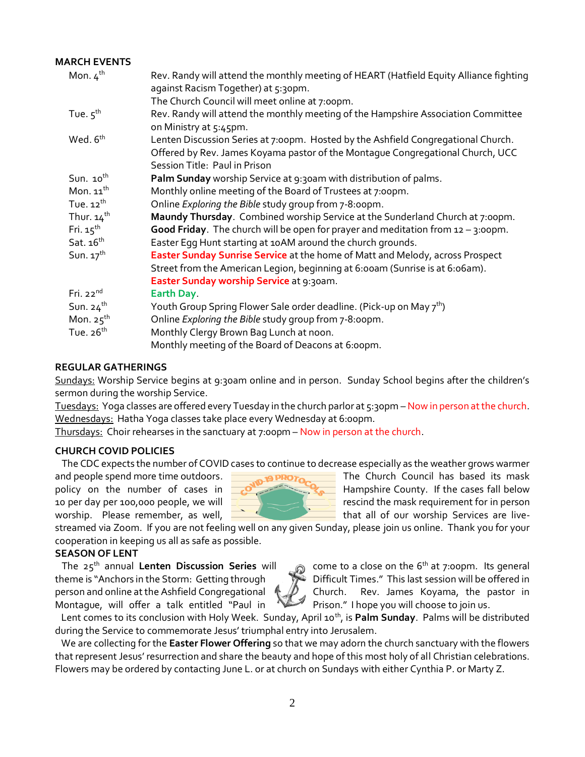## MARCH EVENTS

| | |
|---|---|
| Mon. 4th | Rev. Randy will attend the monthly meeting of HEART (Hatfield Equity Alliance fighting against Racism Together) at 5:30pm. The Church Council will meet online at 7:00pm. |
| Tue. 5th | Rev. Randy will attend the monthly meeting of the Hampshire Association Committee on Ministry at 5:45pm. |
| Wed. 6th | Lenten Discussion Series at 7:00pm. Hosted by the Ashfield Congregational Church. Offered by Rev. James Koyama pastor of the Montague Congregational Church, UCC Session Title: Paul in Prison |
| Sun. 10th | **Palm Sunday** worship Service at 9:30am with distribution of palms. |
| Mon. 11th | Monthly online meeting of the Board of Trustees at 7:00pm. |
| Tue. 12th | Online *Exploring the Bible* study group from 7-8:00pm. |
| Thur. 14th | **Maundy Thursday**. Combined worship Service at the Sunderland Church at 7:00pm. |
| Fri. 15th | **Good Friday**. The church will be open for prayer and meditation from 12 – 3:00pm. |
| Sat. 16th | Easter Egg Hunt starting at 10AM around the church grounds. |
| Sun. 17th | **Easter Sunday Sunrise Service** at the home of Matt and Melody, across Prospect Street from the American Legion, beginning at 6:00am (Sunrise is at 6:06am). **Easter Sunday worship Service** at 9:30am. |
| Fri. 22nd | **Earth Day**. |
| Sun. 24th | Youth Group Spring Flower Sale order deadline. (Pick-up on May 7th) |
| Mon. 25th | Online *Exploring the Bible* study group from 7-8:00pm. |
| Tue. 26th | Monthly Clergy Brown Bag Lunch at noon. Monthly meeting of the Board of Deacons at 6:00pm. |

## REGULAR GATHERINGS

Sundays: Worship Service begins at 9:30am online and in person. Sunday School begins after the children's sermon during the worship Service.

Tuesdays: Yoga classes are offered every Tuesday in the church parlor at 5:30pm – Now in person at the church.

Wednesdays: Hatha Yoga classes take place every Wednesday at 6:00pm.

Thursdays: Choir rehearses in the sanctuary at 7:00pm – Now in person at the church.

## CHURCH COVID POLICIES

The CDC expects the number of COVID cases to continue to decrease especially as the weather grows warmer and people spend more time outdoors. The Church Council has based its mask policy on the number of cases in Hampshire County. If the cases fall below 10 per day per 100,000 people, we will rescind the mask requirement for in person worship. Please remember, as well, that all of our worship Services are live-streamed via Zoom. If you are not feeling well on any given Sunday, please join us online. Thank you for your cooperation in keeping us all as safe as possible.

## SEASON OF LENT

The 25th annual **Lenten Discussion Series** will come to a close on the 6th at 7:00pm. Its general theme is "Anchors in the Storm: Getting through Difficult Times." This last session will be offered in person and online at the Ashfield Congregational Church. Rev. James Koyama, the pastor in Montague, will offer a talk entitled "Paul in Prison." I hope you will choose to join us.

Lent comes to its conclusion with Holy Week. Sunday, April 10th, is **Palm Sunday**. Palms will be distributed during the Service to commemorate Jesus' triumphal entry into Jerusalem.

We are collecting for the **Easter Flower Offering** so that we may adorn the church sanctuary with the flowers that represent Jesus' resurrection and share the beauty and hope of this most holy of all Christian celebrations. Flowers may be ordered by contacting June L. or at church on Sundays with either Cynthia P. or Marty Z.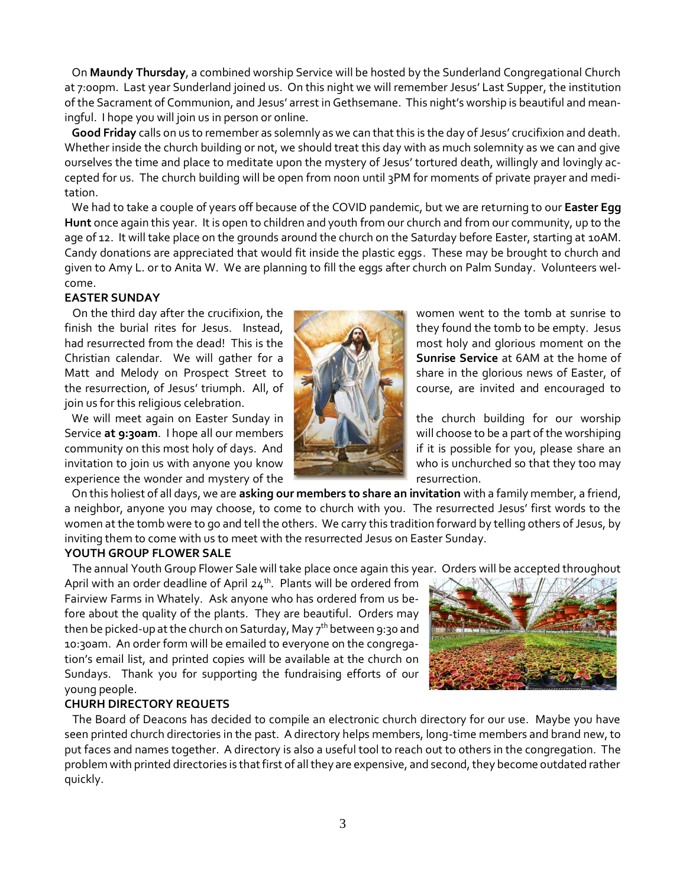On **Maundy Thursday**, a combined worship Service will be hosted by the Sunderland Congregational Church at 7:00pm. Last year Sunderland joined us. On this night we will remember Jesus' Last Supper, the institution of the Sacrament of Communion, and Jesus' arrest in Gethsemane. This night's worship is beautiful and meaningful. I hope you will join us in person or online.

**Good Friday** calls on us to remember as solemnly as we can that this is the day of Jesus' crucifixion and death. Whether inside the church building or not, we should treat this day with as much solemnity as we can and give ourselves the time and place to meditate upon the mystery of Jesus' tortured death, willingly and lovingly accepted for us. The church building will be open from noon until 3PM for moments of private prayer and meditation.

We had to take a couple of years off because of the COVID pandemic, but we are returning to our **Easter Egg Hunt** once again this year. It is open to children and youth from our church and from our community, up to the age of 12. It will take place on the grounds around the church on the Saturday before Easter, starting at 10AM. Candy donations are appreciated that would fit inside the plastic eggs. These may be brought to church and given to Amy L. or to Anita W. We are planning to fill the eggs after church on Palm Sunday. Volunteers welcome.

**EASTER SUNDAY**

On the third day after the crucifixion, the women went to the tomb at sunrise to finish the burial rites for Jesus. Instead, they found the tomb to be empty. Jesus had resurrected from the dead! This is the most holy and glorious moment on the Christian calendar. We will gather for a **Sunrise Service** at 6AM at the home of Matt and Melody on Prospect Street to share in the glorious news of Easter, of the resurrection, of Jesus' triumph. All, of course, are invited and encouraged to join us for this religious celebration.

We will meet again on Easter Sunday in the church building for our worship Service **at 9:30am**. I hope all our members will choose to be a part of the worshiping community on this most holy of days. And if it is possible for you, please share an invitation to join us with anyone you know who is unchurched so that they too may experience the wonder and mystery of the resurrection.

On this holiest of all days, we are **asking our members to share an invitation** with a family member, a friend, a neighbor, anyone you may choose, to come to church with you. The resurrected Jesus' first words to the women at the tomb were to go and tell the others. We carry this tradition forward by telling others of Jesus, by inviting them to come with us to meet with the resurrected Jesus on Easter Sunday.

**YOUTH GROUP FLOWER SALE**

The annual Youth Group Flower Sale will take place once again this year. Orders will be accepted throughout April with an order deadline of April 24th. Plants will be ordered from Fairview Farms in Whately. Ask anyone who has ordered from us before about the quality of the plants. They are beautiful. Orders may then be picked-up at the church on Saturday, May 7th between 9:30 and 10:30am. An order form will be emailed to everyone on the congregation's email list, and printed copies will be available at the church on Sundays. Thank you for supporting the fundraising efforts of our young people.

**CHURH DIRECTORY REQUETS**

The Board of Deacons has decided to compile an electronic church directory for our use. Maybe you have seen printed church directories in the past. A directory helps members, long-time members and brand new, to put faces and names together. A directory is also a useful tool to reach out to others in the congregation. The problem with printed directories is that first of all they are expensive, and second, they become outdated rather quickly.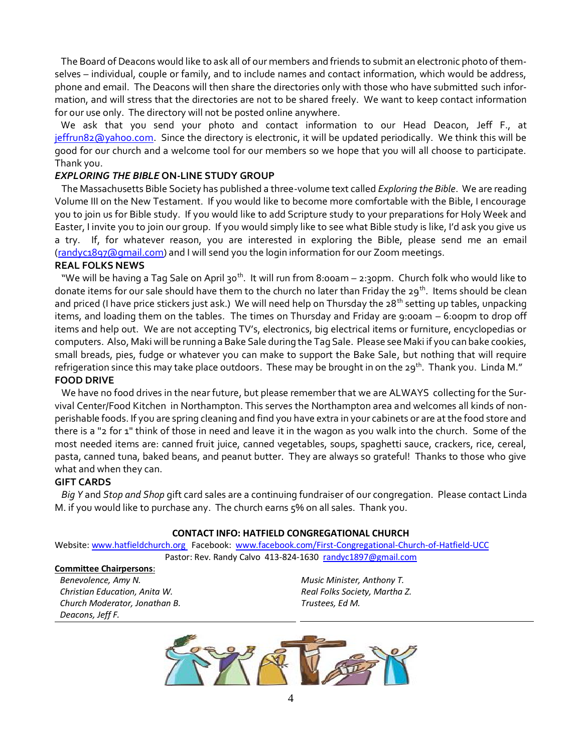The Board of Deacons would like to ask all of our members and friends to submit an electronic photo of themselves – individual, couple or family, and to include names and contact information, which would be address, phone and email. The Deacons will then share the directories only with those who have submitted such information, and will stress that the directories are not to be shared freely. We want to keep contact information for our use only. The directory will not be posted online anywhere.

We ask that you send your photo and contact information to our Head Deacon, Jeff F., at jeffrun82@yahoo.com. Since the directory is electronic, it will be updated periodically. We think this will be good for our church and a welcome tool for our members so we hope that you will all choose to participate. Thank you.

### *EXPLORING THE BIBLE* ON-LINE STUDY GROUP

The Massachusetts Bible Society has published a three-volume text called *Exploring the Bible*. We are reading Volume III on the New Testament. If you would like to become more comfortable with the Bible, I encourage you to join us for Bible study. If you would like to add Scripture study to your preparations for Holy Week and Easter, I invite you to join our group. If you would simply like to see what Bible study is like, I'd ask you give us a try. If, for whatever reason, you are interested in exploring the Bible, please send me an email (randyc1897@gmail.com) and I will send you the login information for our Zoom meetings.

### REAL FOLKS NEWS

"We will be having a Tag Sale on April 30th. It will run from 8:00am – 2:30pm. Church folk who would like to donate items for our sale should have them to the church no later than Friday the 29th. Items should be clean and priced (I have price stickers just ask.) We will need help on Thursday the 28th setting up tables, unpacking items, and loading them on the tables. The times on Thursday and Friday are 9:00am – 6:00pm to drop off items and help out. We are not accepting TV's, electronics, big electrical items or furniture, encyclopedias or computers. Also, Maki will be running a Bake Sale during the Tag Sale. Please see Maki if you can bake cookies, small breads, pies, fudge or whatever you can make to support the Bake Sale, but nothing that will require refrigeration since this may take place outdoors. These may be brought in on the 29th. Thank you. Linda M."

### FOOD DRIVE

We have no food drives in the near future, but please remember that we are ALWAYS collecting for the Survival Center/Food Kitchen in Northampton. This serves the Northampton area and welcomes all kinds of non-perishable foods. If you are spring cleaning and find you have extra in your cabinets or are at the food store and there is a "2 for 1" think of those in need and leave it in the wagon as you walk into the church. Some of the most needed items are: canned fruit juice, canned vegetables, soups, spaghetti sauce, crackers, rice, cereal, pasta, canned tuna, baked beans, and peanut butter. They are always so grateful! Thanks to those who give what and when they can.

### GIFT CARDS

*Big Y* and *Stop and Shop* gift card sales are a continuing fundraiser of our congregation. Please contact Linda M. if you would like to purchase any. The church earns 5% on all sales. Thank you.

**CONTACT INFO: HATFIELD CONGREGATIONAL CHURCH**

Website: www.hatfieldchurch.org Facebook: www.facebook.com/First-Congregational-Church-of-Hatfield-UCC

Pastor: Rev. Randy Calvo 413-824-1630 randyc1897@gmail.com

**Committee Chairpersons**:

*Benevolence, Amy N.*
*Christian Education, Anita W.*
*Church Moderator, Jonathan B.*
*Deacons, Jeff F.*
*Music Minister, Anthony T.*
*Real Folks Society, Martha Z.*
*Trustees, Ed M.*